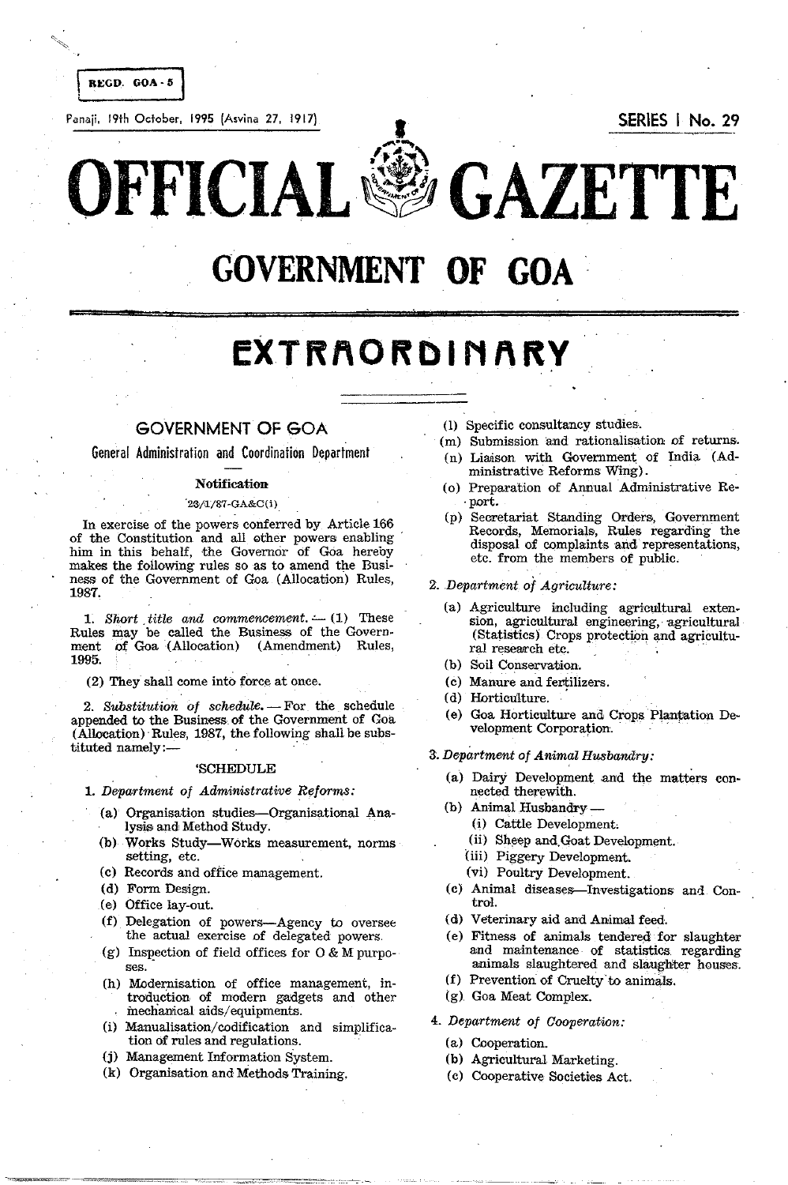REGD. GOA-5

Panaji, 19th October, 1995 (Asvina 27, 1917)

SERIES I No. 29

# OFFICIAL GAZETTE

# GOVERNMENT OF GOA

# EXTRAORDINARY

## GOVERNMENT OF GOA

### General Administration and Coordination Department

**Notification**

23/1/87-GA&C(i)

In exercise of the powers conferred by Article 166 of the Constitution and all other powers enabling him in this behalf, the Governor of Goa hereby makes the following rules so as to amend the Business of the Government of Goa (Allocation) Rules, 1987.

1. *Short title and commencement.* — (1) These Rules may be called the Business of the Government of Goa (Allocation) (Amendment) Rules, 1995.

(2) They shall come into force at once.

2. *Substitution of schedule.* — For the schedule appended to the Business of the Government of Goa (Allocation) Rules, 1987, the following shall be substituted namely:—

'SCHEDULE

1. *Department of Administrative Reforms:*

(a) Organisation studies—Organisational Analysis and Method Study.

(b) Works Study—Works measurement, norms setting, etc.

(c) Records and office management.

(d) Form Design.

(e) Office lay-out.

(f) Delegation of powers—Agency to oversee the actual exercise of delegated powers.

(g) Inspection of field offices for O & M purposes.

(h) Modernisation of office management, introduction of modern gadgets and other mechanical aids/equipments.

(i) Manualisation/codification and simplification of rules and regulations.

(j) Management Information System.

(k) Organisation and Methods Training.

(l) Specific consultancy studies.

(m) Submission and rationalisation of returns.

(n) Liaison with Government of India (Administrative Reforms Wing).

(o) Preparation of Annual Administrative Report.

(p) Secretariat Standing Orders, Government Records, Memorials, Rules regarding the disposal of complaints and representations, etc. from the members of public.

2. *Department of Agriculture:*

(a) Agriculture including agricultural extension, agricultural engineering, agricultural (Statistics) Crops protection and agricultural research etc.

(b) Soil Conservation.

(c) Manure and fertilizers.

(d) Horticulture.

(e) Goa Horticulture and Crops Plantation Development Corporation.

3. *Department of Animal Husbandry:*

(a) Dairy Development and the matters connected therewith.

(b) Animal Husbandry —

(i) Cattle Development.

(ii) Sheep and Goat Development.

(iii) Piggery Development.

(vi) Poultry Development.

(c) Animal diseases—Investigations and Control.

(d) Veterinary aid and Animal feed.

(e) Fitness of animals tendered for slaughter and maintenance of statistics regarding animals slaughtered and slaughter houses.

(f) Prevention of Cruelty to animals.

(g) Goa Meat Complex.

4. *Department of Cooperation:*

(a) Cooperation.

(b) Agricultural Marketing.

(c) Cooperative Societies Act.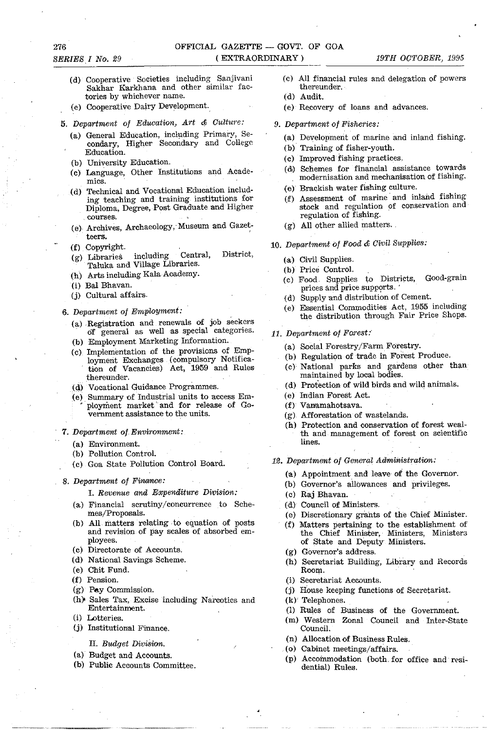(d) Cooperative Societies including Sanjivani Sakhar Karkhana and other similar factories by whichever name.

(e) Cooperative Dairy Development.

5. *Department of Education, Art & Culture:*

(a) General Education, including Primary, Secondary, Higher Secondary and College Education.

(b) University Education.

(c) Language, Other Institutions and Academics.

(d) Technical and Vocational Education including teaching and training institutions for Diploma, Degree, Post Graduate and Higher courses.

(e) Archives, Archaeology, Museum and Gazetteers.

(f) Copyright.

(g) Libraries including Central, District, Taluka and Village Libraries.

(h) Arts including Kala Academy.

(i) Bal Bhavan.

(j) Cultural affairs.

6. *Department of Employment:*

(a) Registration and renewals of job seekers of general as well as special categories.

(b) Employment Marketing Information.

(c) Implementation of the provisions of Employment Exchanges (compulsory Notification of Vacancies) Act, 1959 and Rules thereunder.

(d) Vocational Guidance Programmes.

(e) Summary of Industrial units to access Employment market and for release of Government assistance to the units.

7. *Department of Environment:*

(a) Environment.

(b) Pollution Control.

(c) Goa State Pollution Control Board.

8. *Department of Finance:*

I. *Revenue and Expenditure Division:*

(a) Financial scrutiny/concurrence to Schemes/Proposals.

(b) All matters relating to equation of posts and revision of pay scales of absorbed employees.

(c) Directorate of Accounts.

(d) National Savings Scheme.

(e) Chit Fund.

(f) Pension.

(g) Pay Commission.

(h) Sales Tax, Excise including Narcotics and Entertainment.

(i) Lotteries.

(j) Institutional Finance.

II. *Budget Division.*

(a) Budget and Accounts.

(b) Public Accounts Committee.

(c) All financial rules and delegation of powers thereunder.

(d) Audit.

(e) Recovery of loans and advances.

9. *Department of Fisheries:*

(a) Development of marine and inland fishing.

(b) Training of fisher-youth.

(c) Improved fishing practices.

(d) Schemes for financial assistance towards modernisation and mechanisation of fishing.

(e) Brackish water fishing culture.

(f) Assessment of marine and inland fishing stock and regulation of conservation and regulation of fishing.

(g) All other allied matters.

10. *Department of Food & Civil Supplies:*

(a) Civil Supplies.

(b) Price Control.

(c) Food Supplies to Districts, Good-grain prices and price supports.

(d) Supply and distribution of Cement.

(e) Essential Commodities Act, 1955 including the distribution through Fair Price Shops.

11. *Department of Forest:*

(a) Social Forestry/Farm Forestry.

(b) Regulation of trade in Forest Produce.

(c) National parks and gardens other than maintained by local bodies.

(d) Protection of wild birds and wild animals.

(e) Indian Forest Act.

(f) Vanamahotsava.

(g) Afforestation of wastelands.

(h) Protection and conservation of forest wealth and management of forest on scientific lines.

12. *Department of General Administration:*

(a) Appointment and leave of the Governor.

(b) Governor's allowances and privileges.

(c) Raj Bhavan.

(d) Council of Ministers.

(e) Discretionary grants of the Chief Minister.

(f) Matters pertaining to the establishment of the Chief Minister, Ministers, Ministers of State and Deputy Ministers.

(g) Governor's address.

(h) Secretariat Building, Library and Records Room.

(i) Secretariat Accounts.

(j) House keeping functions of Secretariat.

(k) Telephones.

(l) Rules of Business of the Government.

(m) Western Zonal Council and Inter-State Council.

(n) Allocation of Business Rules.

(o) Cabinet meetings/affairs.

(p) Accommodation (both for office and residential) Rules.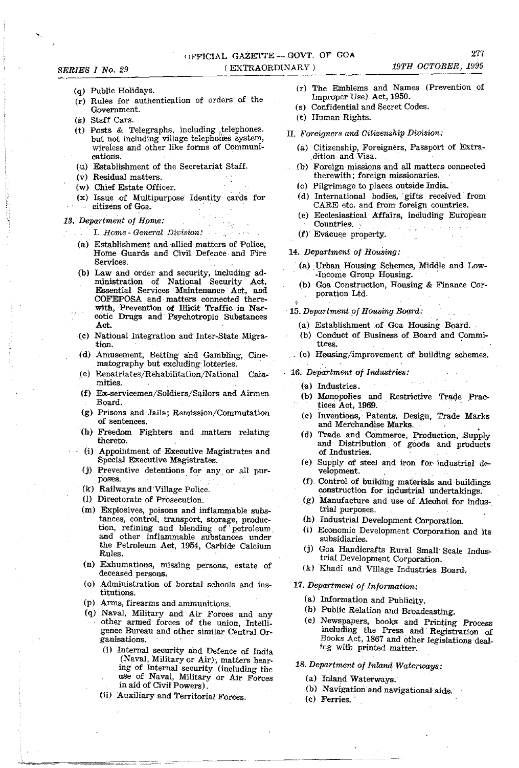(q) Public Holidays.

(r) Rules for authentication of orders of the Government.

(s) Staff Cars.

(t) Posts & Telegraphs, including telephones, but not including village telephones system, wireless and other like forms of Communications.

(u) Establishment of the Secretariat Staff.

(v) Residual matters.

(w) Chief Estate Officer.

(x) Issue of Multipurpose Identity cards for citizens of Goa.

*13. Department of Home:*

I. *Home - General Division:*

(a) Establishment and allied matters of Police, Home Guards and Civil Defence and Fire Services.

(b) Law and order and security, including administration of National Security Act, Essential Services Maintenance Act, and COFEPOSA and matters connected therewith, Prevention of Illicit Traffic in Narcotic Drugs and Psychotropic Substances Act.

(c) National Integration and Inter-State Migration.

(d) Amusement, Betting and Gambling, Cinematography but excluding lotteries.

(e) Repatriates/Rehabilitation/National Calamities.

(f) Ex-servicemen/Soldiers/Sailors and Airmen Board.

(g) Prisons and Jails; Remission/Commutation of sentences.

(h) Freedom Fighters and matters relating thereto.

(i) Appointment of Executive Magistrates and Special Executive Magistrates.

(j) Preventive detentions for any or all purposes.

(k) Railways and Village Police.

(l) Directorate of Prosecution.

(m) Explosives, poisons and inflammable substances, control, transport, storage, production, refining and blending of petroleum and other inflammable substances under the Petroleum Act, 1954, Carbide Calcium Rules.

(n) Exhumations, missing persons, estate of deceased persons.

(o) Administration of borstal schools and institutions.

(p) Arms, firearms and ammunitions.

(q) Naval, Military and Air Forces and any other armed forces of the union, Intelligence Bureau and other similar Central Organisations.

(i) Internal security and Defence of India (Naval, Military or Air), matters bearing of Internal security (including the use of Naval, Military or Air Forces in aid of Civil Powers).

(ii) Auxiliary and Territorial Forces.

(r) The Emblems and Names (Prevention of Improper Use) Act, 1950.

(s) Confidential and Secret Codes.

(t) Human Rights.

II. *Foreigners and Citizenship Division:*

(a) Citizenship, Foreigners, Passport of Extradition and Visa.

(b) Foreign missions and all matters connected therewith; foreign missionaries.

(c) Pilgrimage to places outside India.

(d) International bodies, gifts received from CARE etc. and from foreign countries.

(e) Ecclesiastical Affairs, including European Countries.

(f) Evacuee property.

*14. Department of Housing:*

(a) Urban Housing Schemes, Middle and Low-Income Group Housing.

(b) Goa Construction, Housing & Finance Corporation Ltd.

*15. Department of Housing Board:*

(a) Establishment of Goa Housing Board.

(b) Conduct of Business of Board and Committees.

(c) Housing/improvement of building schemes.

*16. Department of Industries:*

(a) Industries.

(b) Monopolies and Restrictive Trade Practices Act, 1969.

(c) Inventions, Patents, Design, Trade Marks and Merchandise Marks.

(d) Trade and Commerce, Production, Supply and Distribution of goods and products of Industries.

(e) Supply of steel and iron for industrial development.

(f) Control of building materials and buildings construction for industrial undertakings.

(g) Manufacture and use of Alcohol for industrial purposes.

(h) Industrial Development Corporation.

(i) Economic Development Corporation and its subsidiaries.

(j) Goa Handicrafts Rural Small Scale Industrial Development Corporation.

(k) Khadi and Village Industries Board.

*17. Department of Information:*

(a) Information and Publicity.

(b) Public Relation and Broadcasting.

(c) Newspapers, books and Printing Process including the Press and Registration of Books Act, 1867 and other legislations dealing with printed matter.

*18. Department of Inland Waterways:*

(a) Inland Waterways.

(b) Navigation and navigational aids.

(c) Ferries.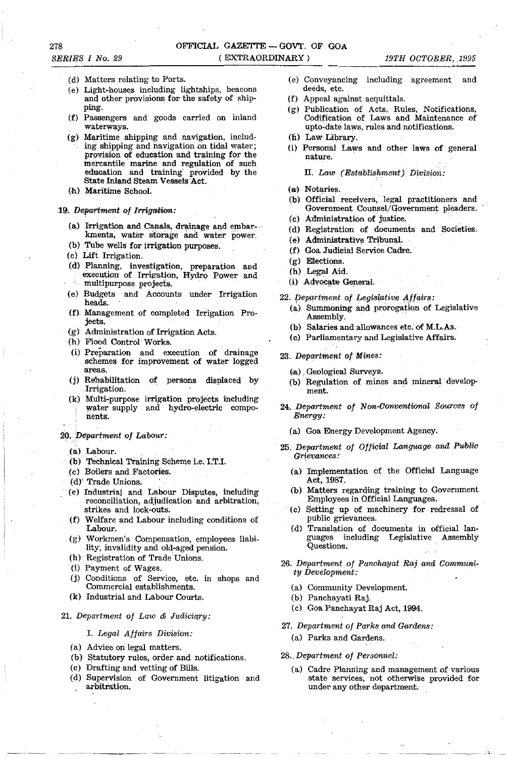(d) Matters relating to Ports.

(e) Light-houses including lightships, beacons and other provisions for the safety of shipping.

(f) Passengers and goods carried on inland waterways.

(g) Maritime shipping and navigation, including shipping and navigation on tidal water; provision of education and training for the mercantile marine and regulation of such education and training provided by the State Inland Steam Vessels Act.

(h) Maritime School.

19. *Department of Irrigation:*

(a) Irrigation and Canals, drainage and embarkments, water storage and water power.

(b) Tube wells for irrigation purposes.

(c) Lift Irrigation.

(d) Planning, investigation, preparation and execution of Irrigation, Hydro Power and multipurpose projects.

(e) Budgets and Accounts under Irrigation heads.

(f) Management of completed Irrigation Projects.

(g) Administration of Irrigation Acts.

(h) Flood Control Works.

(i) Preparation and execution of drainage schemes for improvement of water logged areas.

(j) Rehabilitation of persons displaced by Irrigation.

(k) Multi-purpose irrigation projects including water supply and hydro-electric components.

20. *Department of Labour:*

(a) Labour.

(b) Technical Training Scheme i.e. I.T.I.

(c) Boilers and Factories.

(d) Trade Unions.

(e) Industrial and Labour Disputes, including reconciliation, adjudication and arbitration, strikes and lock-outs.

(f) Welfare and Labour including conditions of Labour.

(g) Workmen's Compensation, employees liability, invalidity and old-aged pension.

(h) Registration of Trade Unions.

(i) Payment of Wages.

(j) Conditions of Service, etc. in shops and Commercial establishments.

(k) Industrial and Labour Courts.

21. *Department of Law & Judiciary:*

I. *Legal Affairs Division:*

(a) Advice on legal matters.

(b) Statutory rules, order and notifications.

(c) Drafting and vetting of Bills.

(d) Supervision of Government litigation and arbitration.

(e) Conveyancing including agreement and deeds, etc.

(f) Appeal against acquittals.

(g) Publication of Acts, Rules, Notifications, Codification of Laws and Maintenance of upto-date laws, rules and notifications.

(h) Law Library.

(i) Personal Laws and other laws of general nature.

II. *Law (Establishment) Division:*

(a) Notaries.

(b) Official receivers, legal practitioners and Government Counsel/Government pleaders.

(c) Administration of justice.

(d) Registration of documents and Societies.

(e) Administrative Tribunal.

(f) Goa Judicial Service Cadre.

(g) Elections.

(h) Legal Aid.

(i) Advocate General.

22. *Department of Legislative Affairs:*

(a) Summoning and prorogation of Legislative Assembly.

(b) Salaries and allowances etc. of M.L.As.

(c) Parliamentary and Legislative Affairs.

23. *Department of Mines:*

(a) Geological Surveys.

(b) Regulation of mines and mineral development.

24. *Department of Non-Conventional Sources of Energy:*

(a) Goa Energy Development Agency.

25. *Department of Official Language and Public Grievances:*

(a) Implementation of the Official Language Act, 1987.

(b) Matters regarding training to Government Employees in Official Languages.

(c) Setting up of machinery for redressal of public grievances.

(d) Translation of documents in official languages including Legislative Assembly Questions.

26. *Department of Panchayat Raj and Community Development:*

(a) Community Development.

(b) Panchayati Raj.

(c) Goa Panchayat Raj Act, 1994.

27. *Department of Parks and Gardens:*

(a) Parks and Gardens.

28. *Department of Personnel:*

(a) Cadre Planning and management of various state services, not otherwise provided for under any other department.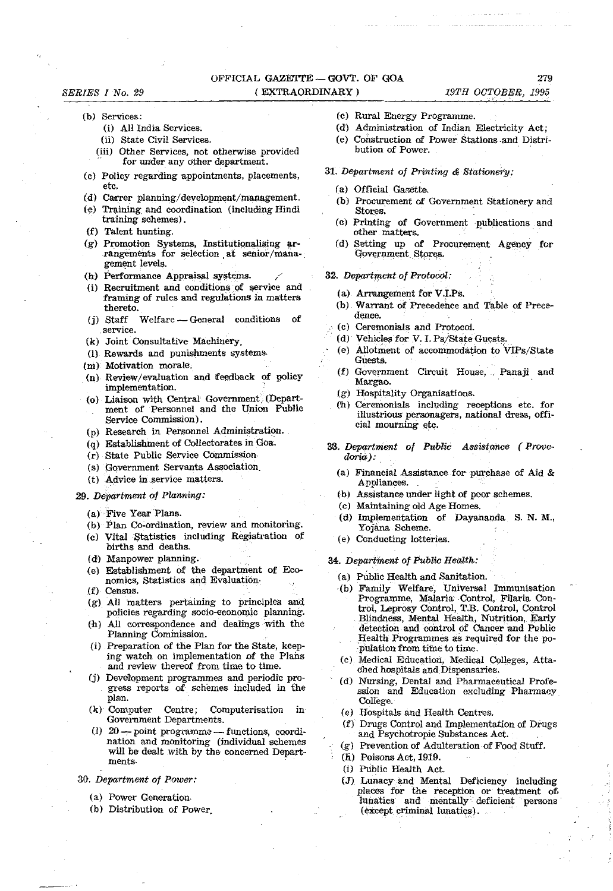(b) Services:

   (i) All India Services.

   (ii) State Civil Services.

   (iii) Other Services, not otherwise provided for under any other department.

(c) Policy regarding appointments, placements, etc.

(d) Carrer planning/development/management.

(e) Training and coordination (including Hindi training schemes).

(f) Talent hunting.

(g) Promotion Systems, Institutionalising arrangements for selection at senior/management levels.

(h) Performance Appraisal systems.

(i) Recruitment and conditions of service and framing of rules and regulations in matters thereto.

(j) Staff Welfare — General conditions of service.

(k) Joint Consultative Machinery.

(l) Rewards and punishments systems.

(m) Motivation morale.

(n) Review/evaluation and feedback of policy implementation.

(o) Liaison with Central Government (Department of Personnel and the Union Public Service Commission).

(p) Research in Personnel Administration.

(q) Establishment of Collectorates in Goa.

(r) State Public Service Commission.

(s) Government Servants Association.

(t) Advice in service matters.

29. *Department of Planning:*

(a) Five Year Plans.

(b) Plan Co-ordination, review and monitoring.

(c) Vital Statistics including Registration of births and deaths.

(d) Manpower planning.

(e) Establishment of the department of Economics, Statistics and Evaluation.

(f) Census.

(g) All matters pertaining to principles and policies regarding socio-economic planning.

(h) All correspondence and dealings with the Planning Commission.

(i) Preparation of the Plan for the State, keeping watch on implementation of the Plans and review thereof from time to time.

(j) Development programmes and periodic progress reports of schemes included in the plan.

(k) Computer Centre; Computerisation in Government Departments.

(l) 20 — point programme — functions, coordination and monitoring (individual schemes will be dealt with by the concerned Departments.

30. *Department of Power:*

(a) Power Generation.

(b) Distribution of Power.

(c) Rural Energy Programme.

(d) Administration of Indian Electricity Act;

(e) Construction of Power Stations and Distribution of Power.

31. *Department of Printing & Stationery:*

(a) Official Gazette.

(b) Procurement of Government Stationery and Stores.

(c) Printing of Government publications and other matters.

(d) Setting up of Procurement Agency for Government Stores.

32. *Department of Protocol:*

(a) Arrangement for V.I.Ps.

(b) Warrant of Precedence and Table of Precedence.

(c) Ceremonials and Protocol.

(d) Vehicles for V. I. Ps/State Guests.

(e) Allotment of accommodation to VIPs/State Guests.

(f) Government Circuit House, Panaji and Margao.

(g) Hospitality Organisations.

(h) Ceremonials including receptions etc. for illustrious personagers, national dress, official mourning etc.

33. *Department of Public Assistance (Provedoria):*

(a) Financial Assistance for purchase of Aid & Appliances.

(b) Assistance under light of poor schemes.

(c) Maintaining old Age Homes.

(d) Implementation of Dayananda S. N. M., Yojana Scheme.

(e) Conducting lotteries.

34. *Department of Public Health:*

(a) Public Health and Sanitation.

(b) Family Welfare, Universal Immunisation Programme, Malaria Control, Filaria Control, Leprosy Control, T.B. Control, Control Blindness, Mental Health, Nutrition, Early detection and control of Cancer and Public Health Programmes as required for the population from time to time.

(c) Medical Education, Medical Colleges, Attached hospitals and Dispensaries.

(d) Nursing, Dental and Pharmaceutical Profession and Education excluding Pharmacy College.

(e) Hospitals and Health Centres.

(f) Drugs Control and Implementation of Drugs and Psychotropic Substances Act.

(g) Prevention of Adulteration of Food Stuff.

(h) Poisons Act, 1919.

(i) Public Health Act.

(J) Lunacy and Mental Deficiency including places for the reception or treatment of lunatics and mentally deficient persons (except criminal lunatics).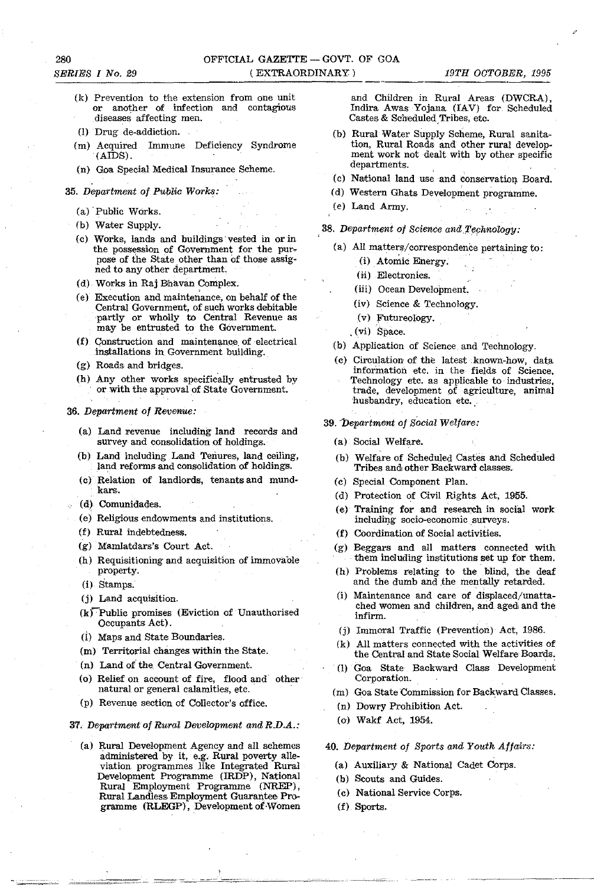(k) Prevention to the extension from one unit or another of infection and contagious diseases affecting men.

(l) Drug de-addiction.

(m) Acquired Immune Deficiency Syndrome (AIDS).

(n) Goa Special Medical Insurance Scheme.

35. *Department of Public Works:*

(a) Public Works.

(b) Water Supply.

(c) Works, lands and buildings vested in or in the possession of Government for the purpose of the State other than of those assigned to any other department.

(d) Works in Raj Bhavan Complex.

(e) Execution and maintenance, on behalf of the Central Government, of such works debitable partly or wholly to Central Revenue as may be entrusted to the Government.

(f) Construction and maintenance of electrical installations in Government building.

(g) Roads and bridges.

(h) Any other works specifically entrusted by or with the approval of State Government.

36. *Department of Revenue:*

(a) Land revenue including land records and survey and consolidation of holdings.

(b) Land including Land Tenures, land ceiling, land reforms and consolidation of holdings.

(c) Relation of landlords, tenants and mundkars.

(d) Comunidades.

(e) Religious endowments and institutions.

(f) Rural indebtedness.

(g) Mamlatdars's Court Act.

(h) Requisitioning and acquisition of immovable property.

(i) Stamps.

(j) Land acquisition.

(k) Public promises (Eviction of Unauthorised Occupants Act).

(l) Maps and State Boundaries.

(m) Territorial changes within the State.

(n) Land of the Central Government.

(o) Relief on account of fire, flood and other natural or general calamities, etc.

(p) Revenue section of Collector's office.

37. *Department of Rural Development and R.D.A.:*

(a) Rural Development Agency and all schemes administered by it, e.g. Rural poverty alleviation programmes like Integrated Rural Development Programme (IRDP), National Rural Employment Programme (NREP), Rural Landless Employment Guarantee Programme (RLEGP), Development of Women and Children in Rural Areas (DWCRA), Indira Awas Yojana (IAV) for Scheduled Castes & Scheduled Tribes, etc.

(b) Rural Water Supply Scheme, Rural sanitation, Rural Roads and other rural development work not dealt with by other specific departments.

(c) National land use and conservation Board.

(d) Western Ghats Development programme.

(e) Land Army.

38. *Department of Science and Technology:*

(a) All matters/correspondence pertaining to:

(i) Atomic Energy.

(ii) Electronics.

(iii) Ocean Development.

(iv) Science & Technology.

(v) Futureology.

(vi) Space.

(b) Application of Science and Technology.

(c) Circulation of the latest known-how, data information etc. in the fields of Science, Technology etc. as applicable to industries, trade, development of agriculture, animal husbandry, education etc.

39. *Department of Social Welfare:*

(a) Social Welfare.

(b) Welfare of Scheduled Castes and Scheduled Tribes and other Backward classes.

(c) Special Component Plan.

(d) Protection of Civil Rights Act, 1955.

(e) Training for and research in social work including socio-economic surveys.

(f) Coordination of Social activities.

(g) Beggars and all matters connected with them including institutions set up for them.

(h) Problems relating to the blind, the deaf and the dumb and the mentally retarded.

(i) Maintenance and care of displaced/unattached women and children, and aged and the infirm.

(j) Immoral Traffic (Prevention) Act, 1986.

(k) All matters connected with the activities of the Central and State Social Welfare Boards.

(l) Goa State Backward Class Development Corporation.

(m) Goa State Commission for Backward Classes.

(n) Dowry Prohibition Act.

(o) Wakf Act, 1954.

40. *Department of Sports and Youth Affairs:*

(a) Auxiliary & National Cadet Corps.

(b) Scouts and Guides.

(c) National Service Corps.

(f) Sports.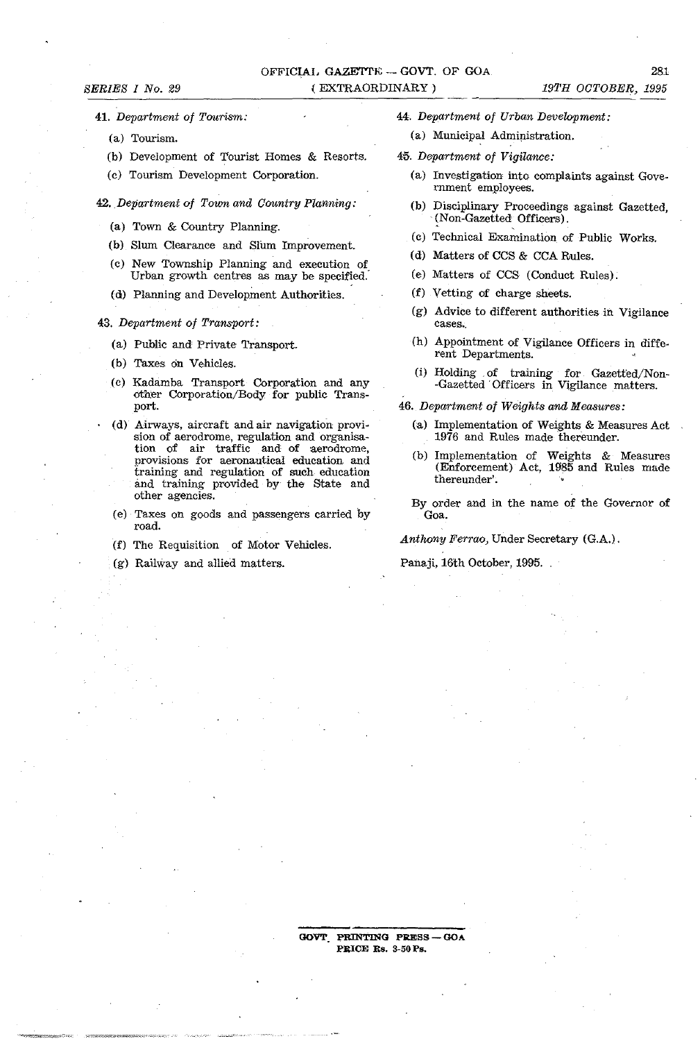41. *Department of Tourism:*

   (a) Tourism.

   (b) Development of Tourist Homes & Resorts.

   (c) Tourism Development Corporation.

42. *Department of Town and Country Planning:*

   (a) Town & Country Planning.

   (b) Slum Clearance and Slum Improvement.

   (c) New Township Planning and execution of Urban growth centres as may be specified.

   (d) Planning and Development Authorities.

43. *Department of Transport:*

   (a) Public and Private Transport.

   (b) Taxes on Vehicles.

   (c) Kadamba Transport Corporation and any other Corporation/Body for public Transport.

   (d) Airways, aircraft and air navigation provision of aerodrome, regulation and organisation of air traffic and of aerodrome, provisions for aeronautical education and training and regulation of such education and training provided by the State and other agencies.

   (e) Taxes on goods and passengers carried by road.

   (f) The Requisition of Motor Vehicles.

   (g) Railway and allied matters.

44. *Department of Urban Development:*

   (a) Municipal Administration.

45. *Department of Vigilance:*

   (a) Investigation into complaints against Government employees.

   (b) Disciplinary Proceedings against Gazetted, (Non-Gazetted Officers).

   (c) Technical Examination of Public Works.

   (d) Matters of CCS & CCA Rules.

   (e) Matters of CCS (Conduct Rules).

   (f) Vetting of charge sheets.

   (g) Advice to different authorities in Vigilance cases.

   (h) Appointment of Vigilance Officers in different Departments.

   (i) Holding of training for Gazetted/Non-Gazetted Officers in Vigilance matters.

46. *Department of Weights and Measures:*

   (a) Implementation of Weights & Measures Act 1976 and Rules made thereunder.

   (b) Implementation of Weights & Measures (Enforcement) Act, 1985 and Rules made thereunder'.

By order and in the name of the Governor of Goa.

*Anthony Ferrao,* Under Secretary (G.A.).

Panaji, 16th October, 1995.

GOVT. PRINTING PRESS — GOA
PRICE Rs. 3-50 Ps.